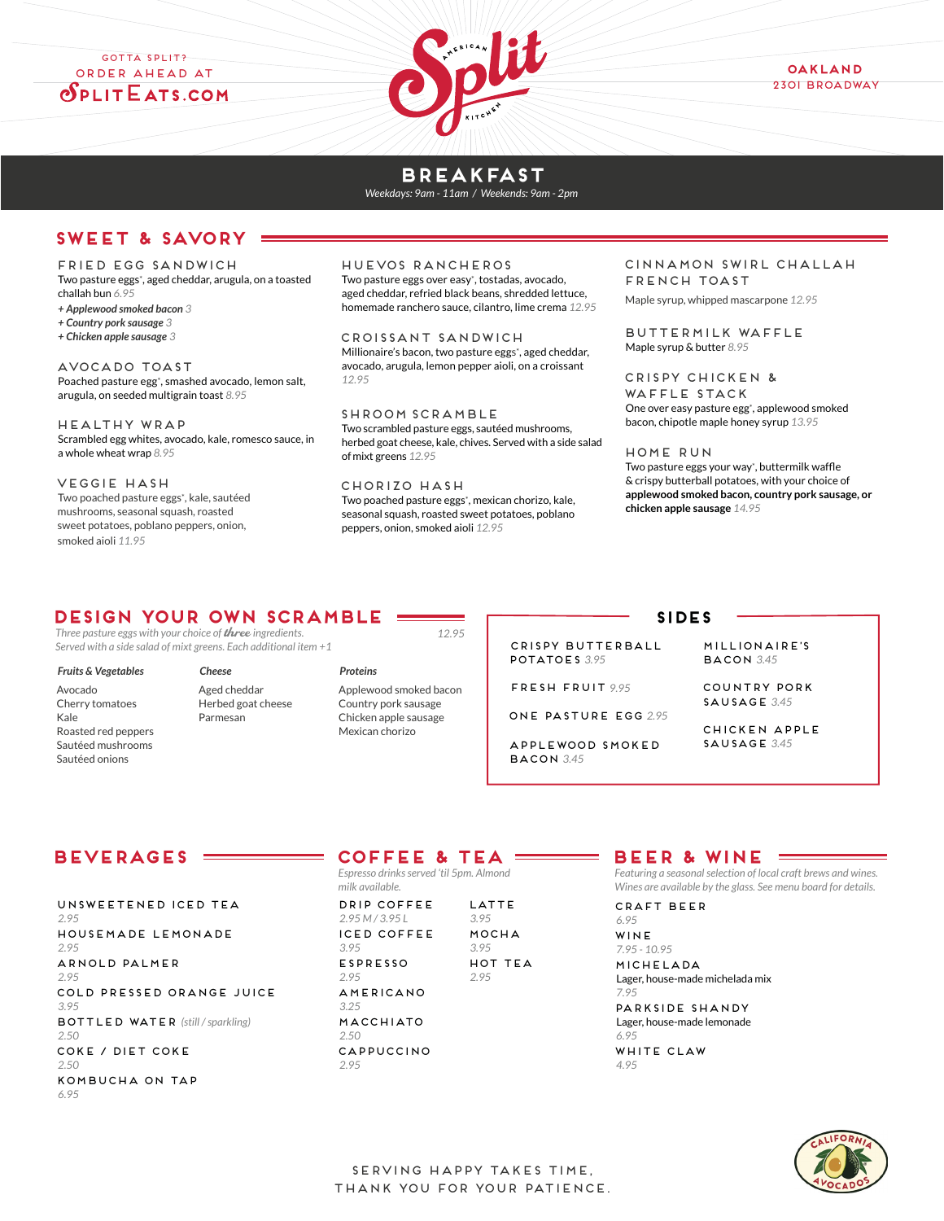GOTTA SPLIT?
ORDER AHEAD AT
SPLITEATS.COM

# Split American Kitchen

OAKLAND
2301 BROADWAY

# BREAKFAST

*Weekdays: 9am - 11am / Weekends: 9am - 2pm*

## SWEET & SAVORY

### FRIED EGG SANDWICH
Two pasture eggs*, aged cheddar, arugula, on a toasted challah bun 6.95
- *+ Applewood smoked bacon* 3
- *+ Country pork sausage* 3
- *+ Chicken apple sausage* 3

### AVOCADO TOAST
Poached pasture egg*, smashed avocado, lemon salt, arugula, on seeded multigrain toast 8.95

### HEALTHY WRAP
Scrambled egg whites, avocado, kale, romesco sauce, in a whole wheat wrap 8.95

### VEGGIE HASH
Two poached pasture eggs*, kale, sautéed mushrooms, seasonal squash, roasted sweet potatoes, poblano peppers, onion, smoked aioli 11.95

### HUEVOS RANCHEROS
Two pasture eggs over easy*, tostadas, avocado, aged cheddar, refried black beans, shredded lettuce, homemade ranchero sauce, cilantro, lime crema 12.95

### CROISSANT SANDWICH
Millionaire's bacon, two pasture eggs*, aged cheddar, avocado, arugula, lemon pepper aioli, on a croissant 12.95

### SHROOM SCRAMBLE
Two scrambled pasture eggs, sautéed mushrooms, herbed goat cheese, kale, chives. Served with a side salad of mixt greens 12.95

### CHORIZO HASH
Two poached pasture eggs*, mexican chorizo, kale, seasonal squash, roasted sweet potatoes, poblano peppers, onion, smoked aioli 12.95

### CINNAMON SWIRL CHALLAH FRENCH TOAST
Maple syrup, whipped mascarpone 12.95

### BUTTERMILK WAFFLE
Maple syrup & butter 8.95

### CRISPY CHICKEN & WAFFLE STACK
One over easy pasture egg*, applewood smoked bacon, chipotle maple honey syrup 13.95

### HOME RUN
Two pasture eggs your way*, buttermilk waffle & crispy butterball potatoes, with your choice of **applewood smoked bacon, country pork sausage, or chicken apple sausage** 14.95

## DESIGN YOUR OWN SCRAMBLE

*Three pasture eggs with your choice of three ingredients. Served with a side salad of mixt greens. Each additional item +1* 12.95

| *Fruits & Vegetables* | *Cheese* | *Proteins* |
|---|---|---|
| Avocado | Aged cheddar | Applewood smoked bacon |
| Cherry tomatoes | Herbed goat cheese | Country pork sausage |
| Kale | Parmesan | Chicken apple sausage |
| Roasted red peppers | | Mexican chorizo |
| Sautéed mushrooms | | |
| Sautéed onions | | |

## SIDES

- CRISPY BUTTERBALL POTATOES 3.95
- FRESH FRUIT 9.95
- ONE PASTURE EGG 2.95
- APPLEWOOD SMOKED BACON 3.45
- MILLIONAIRE'S BACON 3.45
- COUNTRY PORK SAUSAGE 3.45
- CHICKEN APPLE SAUSAGE 3.45

## BEVERAGES

- UNSWEETENED ICED TEA 2.95
- HOUSEMADE LEMONADE 2.95
- ARNOLD PALMER 2.95
- COLD PRESSED ORANGE JUICE 3.95
- BOTTLED WATER *(still / sparkling)* 2.50
- COKE / DIET COKE 2.50
- KOMBUCHA ON TAP 6.95

## COFFEE & TEA

*Espresso drinks served 'til 5pm. Almond milk available.*

- DRIP COFFEE 2.95 M / 3.95 L
- ICED COFFEE 3.95
- ESPRESSO 2.95
- AMERICANO 3.25
- MACCHIATO 2.50
- CAPPUCCINO 2.95
- LATTE 3.95
- MOCHA 3.95
- HOT TEA 2.95

## BEER & WINE

*Featuring a seasonal selection of local craft brews and wines. Wines are available by the glass. See menu board for details.*

- CRAFT BEER 6.95
- WINE 7.95 - 10.95
- MICHELADA — Lager, house-made michelada mix 7.95
- PARKSIDE SHANDY — Lager, house-made lemonade 6.95
- WHITE CLAW 4.95

SERVING HAPPY TAKES TIME,
THANK YOU FOR YOUR PATIENCE.

CALIFORNIA AVOCADOS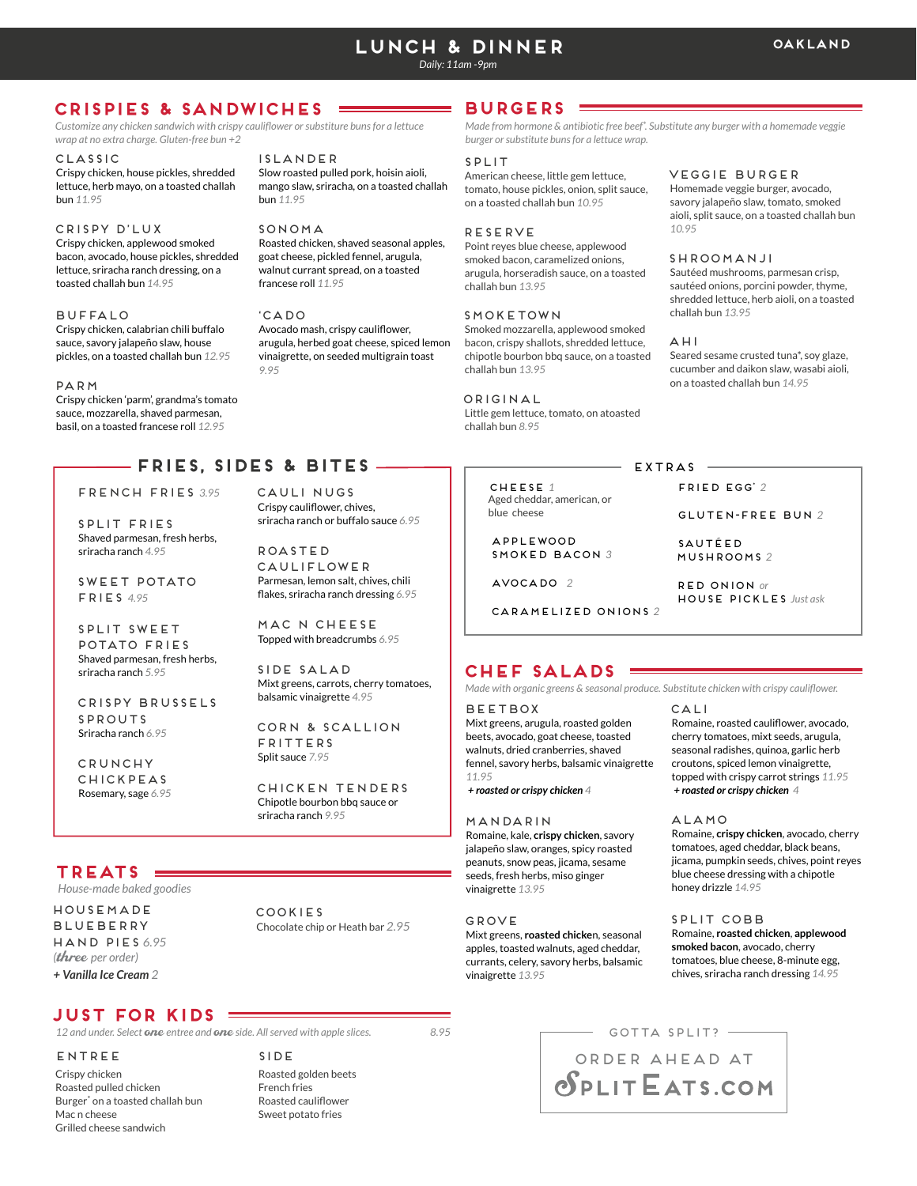# LUNCH & DINNER

Daily: 11am -9pm

OAKLAND

## CRISPIES & SANDWICHES

*Customize any chicken sandwich with crispy cauliflower or substiture buns for a lettuce wrap at no extra charge. Gluten-free bun +2*

### CLASSIC
Crispy chicken, house pickles, shredded lettuce, herb mayo, on a toasted challah bun 11.95

### CRISPY D'LUX
Crispy chicken, applewood smoked bacon, avocado, house pickles, shredded lettuce, sriracha ranch dressing, on a toasted challah bun 14.95

### BUFFALO
Crispy chicken, calabrian chili buffalo sauce, savory jalapeño slaw, house pickles, on a toasted challah bun 12.95

### PARM
Crispy chicken 'parm', grandma's tomato sauce, mozzarella, shaved parmesan, basil, on a toasted francese roll 12.95

### ISLANDER
Slow roasted pulled pork, hoisin aioli, mango slaw, sriracha, on a toasted challah bun 11.95

### SONOMA
Roasted chicken, shaved seasonal apples, goat cheese, pickled fennel, arugula, walnut currant spread, on a toasted francese roll 11.95

### 'CADO
Avocado mash, crispy cauliflower, arugula, herbed goat cheese, spiced lemon vinaigrette, on seeded multigrain toast 9.95

## BURGERS

*Made from hormone & antibiotic free beef*. Substitute any burger with a homemade veggie burger or substitute buns for a lettuce wrap.*

### SPLIT
American cheese, little gem lettuce, tomato, house pickles, onion, split sauce, on a toasted challah bun 10.95

### RESERVE
Point reyes blue cheese, applewood smoked bacon, caramelized onions, arugula, horseradish sauce, on a toasted challah bun 13.95

### SMOKETOWN
Smoked mozzarella, applewood smoked bacon, crispy shallots, shredded lettuce, chipotle bourbon bbq sauce, on a toasted challah bun 13.95

### ORIGINAL
Little gem lettuce, tomato, on atoasted challah bun 8.95

### VEGGIE BURGER
Homemade veggie burger, avocado, savory jalapeño slaw, tomato, smoked aioli, split sauce, on a toasted challah bun 10.95

### SHROOMANJI
Sautéed mushrooms, parmesan crisp, sautéed onions, porcini powder, thyme, shredded lettuce, herb aioli, on a toasted challah bun 13.95

### AHI
Seared sesame crusted tuna*, soy glaze, cucumber and daikon slaw, wasabi aioli, on a toasted challah bun 14.95

## FRIES, SIDES & BITES

### FRENCH FRIES 3.95

### SPLIT FRIES
Shaved parmesan, fresh herbs, sriracha ranch 4.95

### SWEET POTATO FRIES 4.95

### SPLIT SWEET POTATO FRIES
Shaved parmesan, fresh herbs, sriracha ranch 5.95

### CRISPY BRUSSELS SPROUTS
Sriracha ranch 6.95

### CRUNCHY CHICKPEAS
Rosemary, sage 6.95

### CAULI NUGS
Crispy cauliflower, chives, sriracha ranch or buffalo sauce 6.95

### ROASTED CAULIFLOWER
Parmesan, lemon salt, chives, chili flakes, sriracha ranch dressing 6.95

### MAC N CHEESE
Topped with breadcrumbs 6.95

### SIDE SALAD
Mixt greens, carrots, cherry tomatoes, balsamic vinaigrette 4.95

### CORN & SCALLION FRITTERS
Split sauce 7.95

### CHICKEN TENDERS
Chipotle bourbon bbq sauce or sriracha ranch 9.95

## EXTRAS

- **CHEESE** 1 — Aged cheddar, american, or blue cheese
- **APPLEWOOD SMOKED BACON** 3
- **AVOCADO** 2
- **CARAMELIZED ONIONS** 2
- **FRIED EGG*** 2
- **GLUTEN-FREE BUN** 2
- **SAUTÉED MUSHROOMS** 2
- **RED ONION** or **HOUSE PICKLES** *Just ask*

## CHEF SALADS

*Made with organic greens & seasonal produce. Substitute chicken with crispy cauliflower.*

### BEETBOX
Mixt greens, arugula, roasted golden beets, avocado, goat cheese, toasted walnuts, dried cranberries, shaved fennel, savory herbs, balsamic vinaigrette 11.95

***+ roasted or crispy chicken** 4*

### MANDARIN
Romaine, kale, **crispy chicken**, savory jalapeño slaw, oranges, spicy roasted peanuts, snow peas, jicama, sesame seeds, fresh herbs, miso ginger vinaigrette 13.95

### GROVE
Mixt greens, **roasted chicken**, seasonal apples, toasted walnuts, aged cheddar, currants, celery, savory herbs, balsamic vinaigrette 13.95

### CALI
Romaine, roasted cauliflower, avocado, cherry tomatoes, mixt seeds, arugula, seasonal radishes, quinoa, garlic herb croutons, spiced lemon vinaigrette, topped with crispy carrot strings 11.95

***+ roasted or crispy chicken** 4*

### ALAMO
Romaine, **crispy chicken**, avocado, cherry tomatoes, aged cheddar, black beans, jicama, pumpkin seeds, chives, point reyes blue cheese dressing with a chipotle honey drizzle 14.95

### SPLIT COBB
Romaine, **roasted chicken**, **applewood smoked bacon**, avocado, cherry tomatoes, blue cheese, 8-minute egg, chives, sriracha ranch dressing 14.95

## TREATS

*House-made baked goodies*

### HOUSEMADE BLUEBERRY HAND PIES 6.95
*(three per order)*

***+ Vanilla Ice Cream** 2*

### COOKIES
Chocolate chip or Heath bar 2.95

## JUST FOR KIDS

*12 and under. Select one entree and one side. All served with apple slices.* 8.95

### ENTREE
- Crispy chicken
- Roasted pulled chicken
- Burger* on a toasted challah bun
- Mac n cheese
- Grilled cheese sandwich

### SIDE
- Roasted golden beets
- French fries
- Roasted cauliflower
- Sweet potato fries

GOTTA SPLIT?

ORDER AHEAD AT SPLITEATS.COM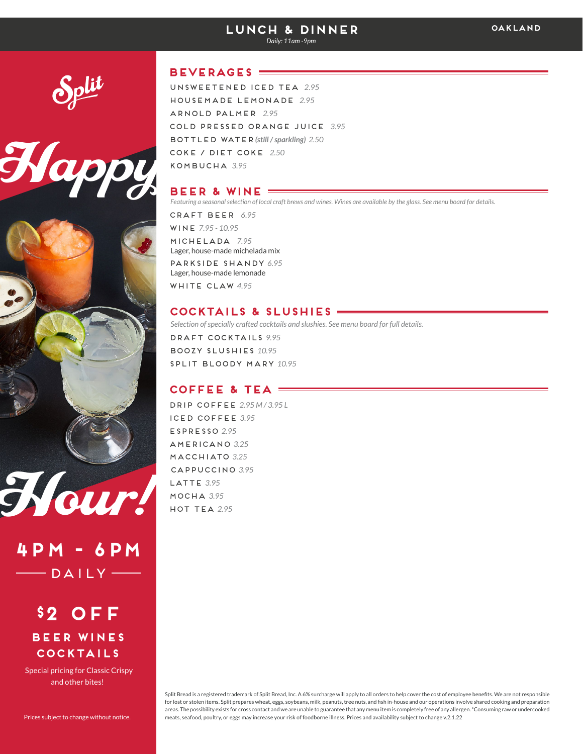# LUNCH & DINNER

*Daily: 11am -9pm*

OAKLAND

Split

## Happy Hour!

**4PM - 6PM**

DAILY

**$2 OFF**

**BEER WINES COCKTAILS**

Special pricing for Classic Crispy and other bites!

Prices subject to change without notice.

## BEVERAGES

UNSWEETENED ICED TEA *2.95*

HOUSEMADE LEMONADE *2.95*

ARNOLD PALMER *2.95*

COLD PRESSED ORANGE JUICE *3.95*

BOTTLED WATER ***(still / sparkling)*** *2.50*

COKE / DIET COKE *2.50*

KOMBUCHA *3.95*

## BEER & WINE

*Featuring a seasonal selection of local craft brews and wines. Wines are available by the glass. See menu board for details.*

CRAFT BEER *6.95*

WINE *7.95 - 10.95*

MICHELADA *7.95*
Lager, house-made michelada mix

PARKSIDE SHANDY *6.95*
Lager, house-made lemonade

WHITE CLAW *4.95*

## COCKTAILS & SLUSHIES

*Selection of specially crafted cocktails and slushies. See menu board for full details.*

DRAFT COCKTAILS *9.95*

BOOZY SLUSHIES *10.95*

SPLIT BLOODY MARY *10.95*

## COFFEE & TEA

DRIP COFFEE *2.95 M / 3.95 L*

ICED COFFEE *3.95*

ESPRESSO *2.95*

AMERICANO *3.25*

MACCHIATO *3.25*

CAPPUCCINO *3.95*

LATTE *3.95*

MOCHA *3.95*

HOT TEA *2.95*

Split Bread is a registered trademark of Split Bread, Inc. A 6% surcharge will apply to all orders to help cover the cost of employee benefits. We are not responsible for lost or stolen items. Split prepares wheat, eggs, soybeans, milk, peanuts, tree nuts, and fish in-house and our operations involve shared cooking and preparation areas. The possibility exists for cross contact and we are unable to guarantee that any menu item is completely free of any allergen. *Consuming raw or undercooked meats, seafood, poultry, or eggs may increase your risk of foodborne illness. Prices and availability subject to change v.2.1.22